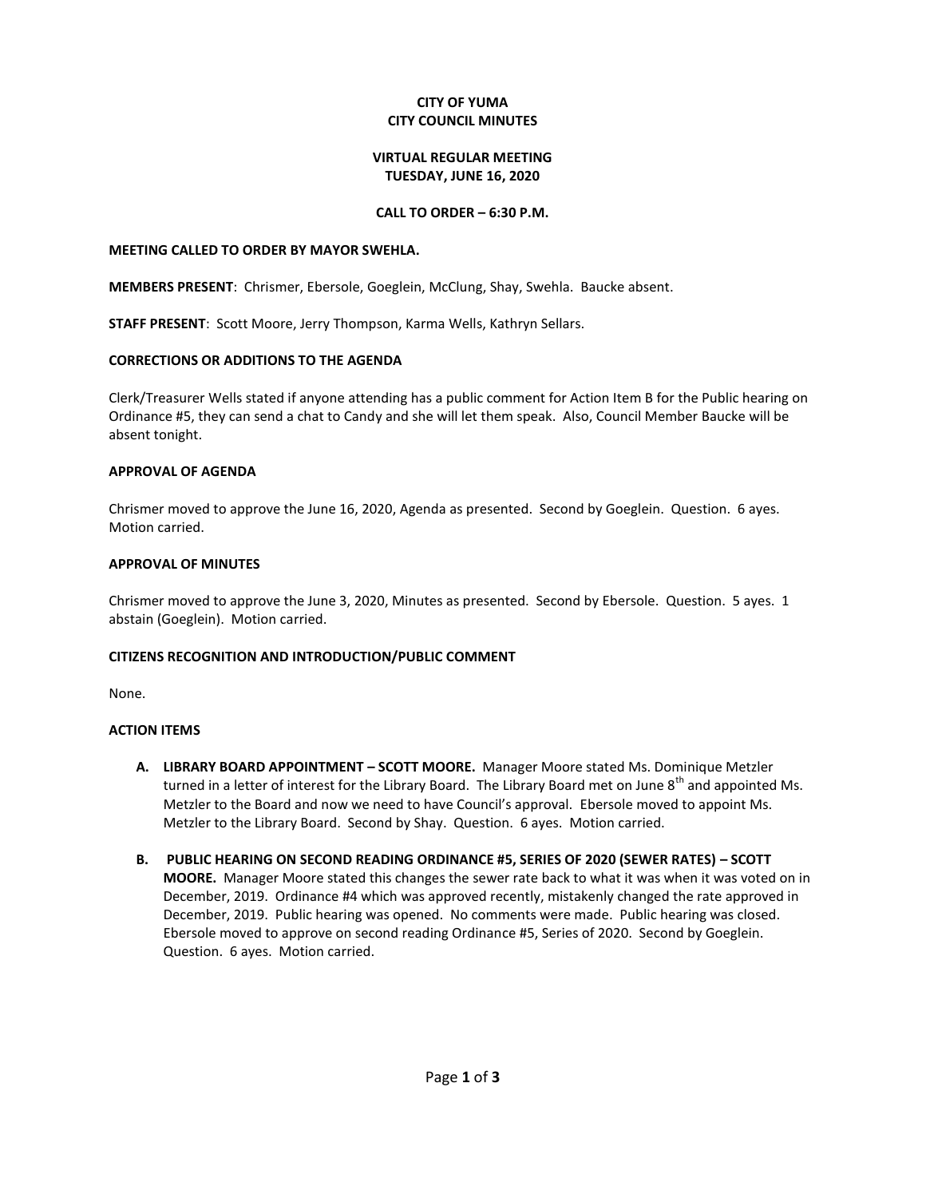# CITY OF YUMA
# CITY COUNCIL MINUTES

## VIRTUAL REGULAR MEETING
## TUESDAY, JUNE 16, 2020

### CALL TO ORDER – 6:30 P.M.

**MEETING CALLED TO ORDER BY MAYOR SWEHLA.**

**MEMBERS PRESENT**: Chrismer, Ebersole, Goeglein, McClung, Shay, Swehla. Baucke absent.

**STAFF PRESENT**: Scott Moore, Jerry Thompson, Karma Wells, Kathryn Sellars.

**CORRECTIONS OR ADDITIONS TO THE AGENDA**

Clerk/Treasurer Wells stated if anyone attending has a public comment for Action Item B for the Public hearing on Ordinance #5, they can send a chat to Candy and she will let them speak. Also, Council Member Baucke will be absent tonight.

**APPROVAL OF AGENDA**

Chrismer moved to approve the June 16, 2020, Agenda as presented. Second by Goeglein. Question. 6 ayes. Motion carried.

**APPROVAL OF MINUTES**

Chrismer moved to approve the June 3, 2020, Minutes as presented. Second by Ebersole. Question. 5 ayes. 1 abstain (Goeglein). Motion carried.

**CITIZENS RECOGNITION AND INTRODUCTION/PUBLIC COMMENT**

None.

**ACTION ITEMS**

- **A. LIBRARY BOARD APPOINTMENT – SCOTT MOORE.** Manager Moore stated Ms. Dominique Metzler turned in a letter of interest for the Library Board. The Library Board met on June 8th and appointed Ms. Metzler to the Board and now we need to have Council's approval. Ebersole moved to appoint Ms. Metzler to the Library Board. Second by Shay. Question. 6 ayes. Motion carried.

- **B. PUBLIC HEARING ON SECOND READING ORDINANCE #5, SERIES OF 2020 (SEWER RATES) – SCOTT MOORE.** Manager Moore stated this changes the sewer rate back to what it was when it was voted on in December, 2019. Ordinance #4 which was approved recently, mistakenly changed the rate approved in December, 2019. Public hearing was opened. No comments were made. Public hearing was closed. Ebersole moved to approve on second reading Ordinance #5, Series of 2020. Second by Goeglein. Question. 6 ayes. Motion carried.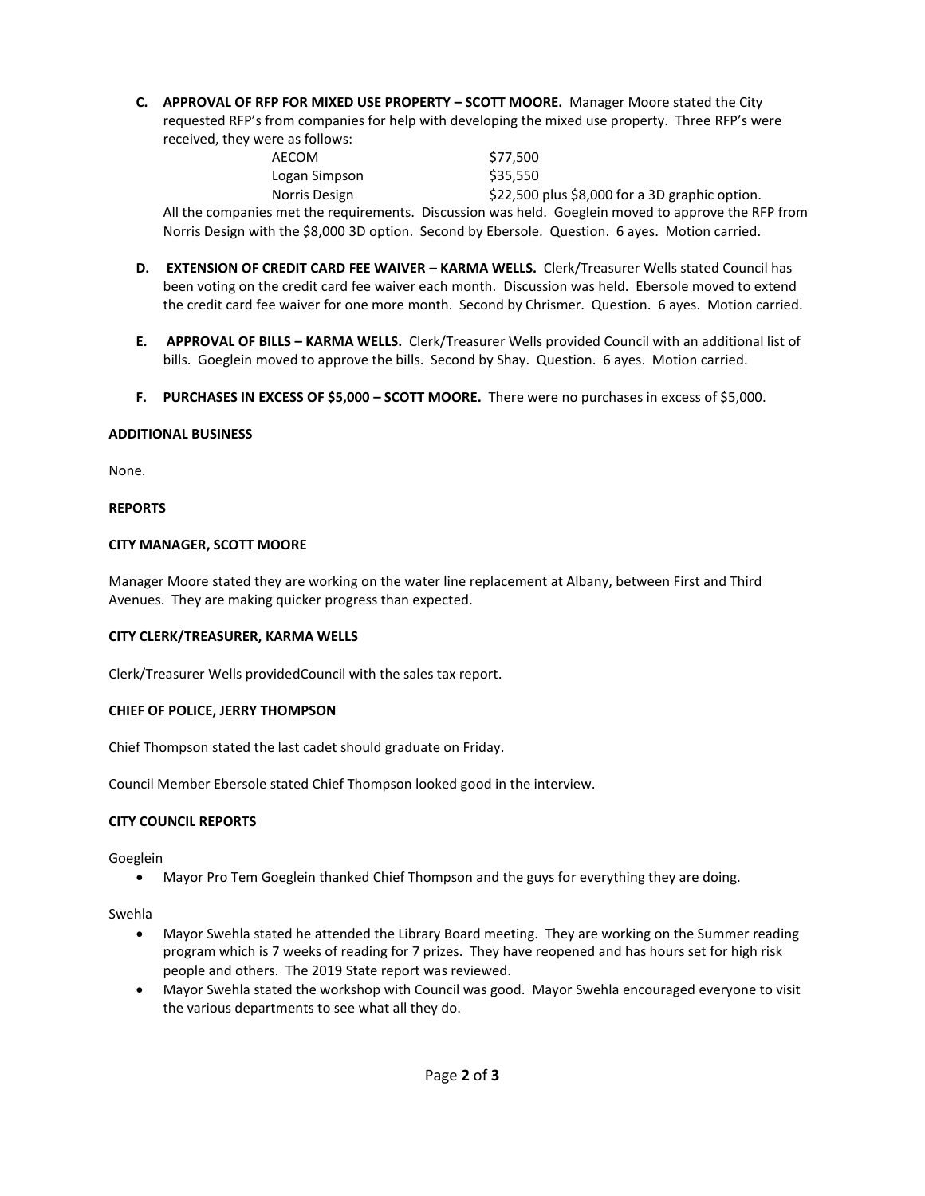C. **APPROVAL OF RFP FOR MIXED USE PROPERTY – SCOTT MOORE.** Manager Moore stated the City requested RFP's from companies for help with developing the mixed use property. Three RFP's were received, they were as follows:

| | |
|---|---|
| AECOM | $77,500 |
| Logan Simpson | $35,550 |
| Norris Design | $22,500 plus $8,000 for a 3D graphic option. |

All the companies met the requirements. Discussion was held. Goeglein moved to approve the RFP from Norris Design with the $8,000 3D option. Second by Ebersole. Question. 6 ayes. Motion carried.

D. **EXTENSION OF CREDIT CARD FEE WAIVER – KARMA WELLS.** Clerk/Treasurer Wells stated Council has been voting on the credit card fee waiver each month. Discussion was held. Ebersole moved to extend the credit card fee waiver for one more month. Second by Chrismer. Question. 6 ayes. Motion carried.

E. **APPROVAL OF BILLS – KARMA WELLS.** Clerk/Treasurer Wells provided Council with an additional list of bills. Goeglein moved to approve the bills. Second by Shay. Question. 6 ayes. Motion carried.

F. **PURCHASES IN EXCESS OF $5,000 – SCOTT MOORE.** There were no purchases in excess of $5,000.

**ADDITIONAL BUSINESS**

None.

**REPORTS**

**CITY MANAGER, SCOTT MOORE**

Manager Moore stated they are working on the water line replacement at Albany, between First and Third Avenues. They are making quicker progress than expected.

**CITY CLERK/TREASURER, KARMA WELLS**

Clerk/Treasurer Wells providedCouncil with the sales tax report.

**CHIEF OF POLICE, JERRY THOMPSON**

Chief Thompson stated the last cadet should graduate on Friday.

Council Member Ebersole stated Chief Thompson looked good in the interview.

**CITY COUNCIL REPORTS**

Goeglein

- Mayor Pro Tem Goeglein thanked Chief Thompson and the guys for everything they are doing.

Swehla

- Mayor Swehla stated he attended the Library Board meeting. They are working on the Summer reading program which is 7 weeks of reading for 7 prizes. They have reopened and has hours set for high risk people and others. The 2019 State report was reviewed.
- Mayor Swehla stated the workshop with Council was good. Mayor Swehla encouraged everyone to visit the various departments to see what all they do.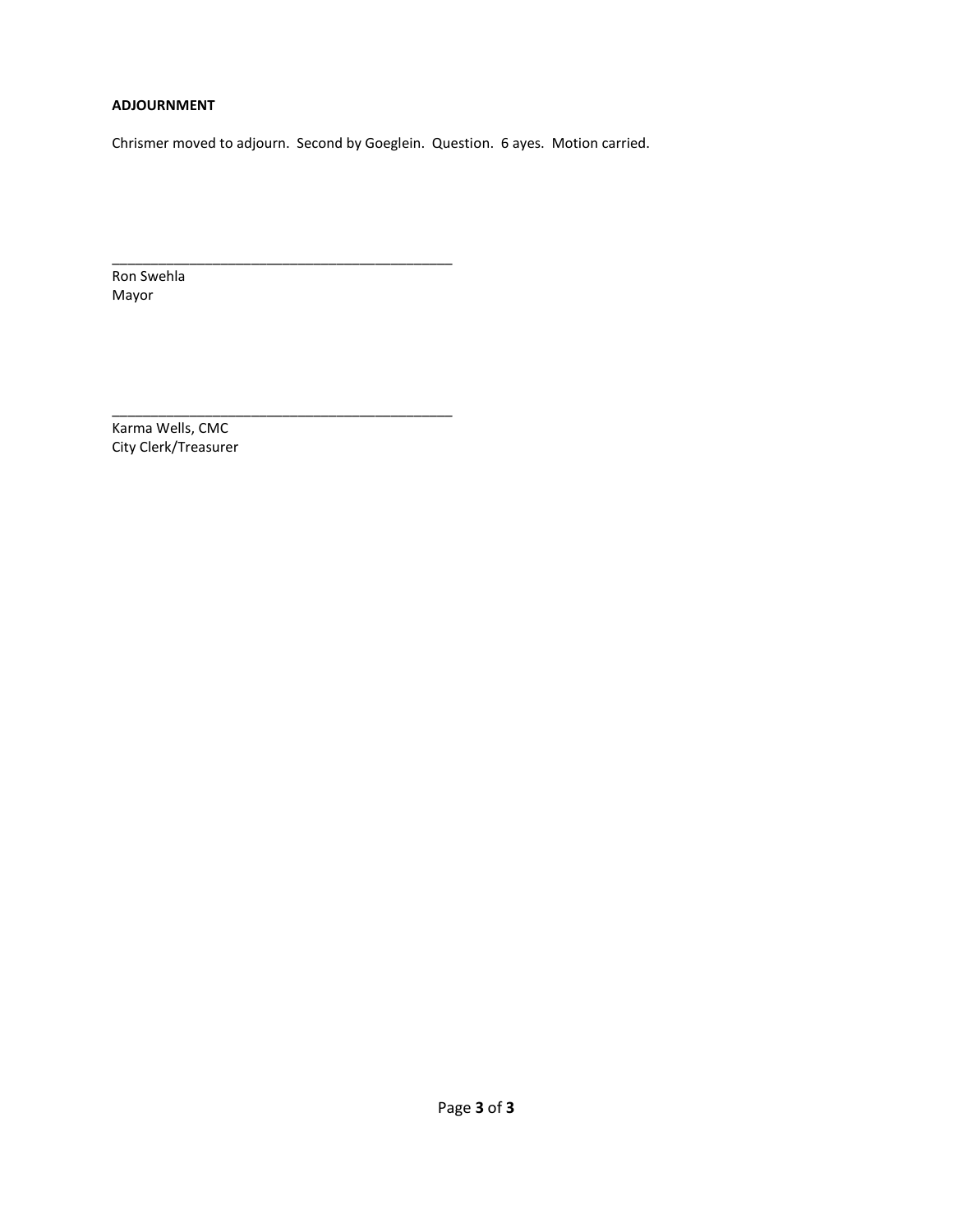**ADJOURNMENT**

Chrismer moved to adjourn. Second by Goeglein. Question. 6 ayes. Motion carried.

______________________________________________
Ron Swehla
Mayor

______________________________________________
Karma Wells, CMC
City Clerk/Treasurer